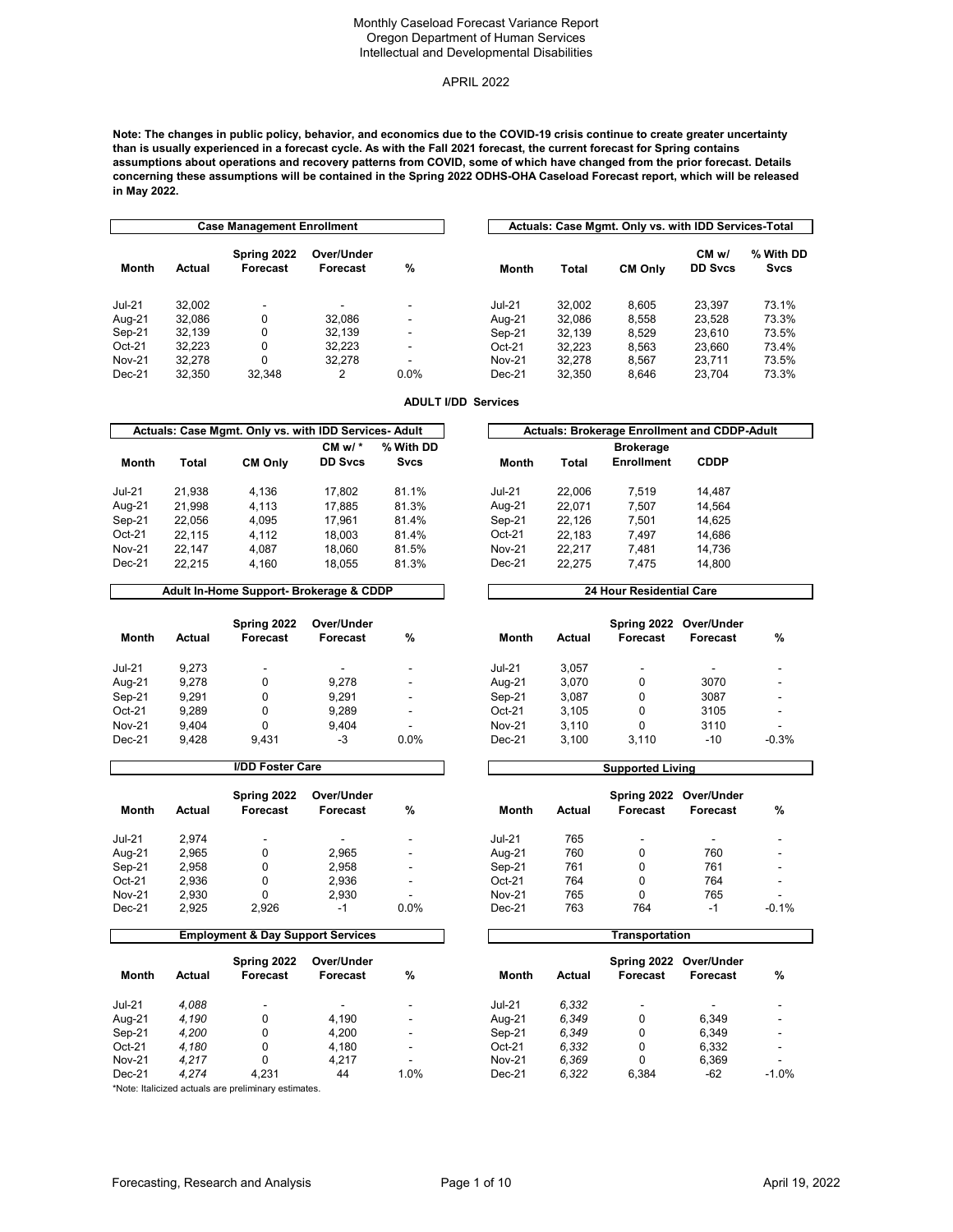# Monthly Caseload Forecast Variance Report
## Oregon Department of Human Services
## Intellectual and Developmental Disabilities

APRIL 2022

**Note: The changes in public policy, behavior, and economics due to the COVID-19 crisis continue to create greater uncertainty than is usually experienced in a forecast cycle. As with the Fall 2021 forecast, the current forecast for Spring contains assumptions about operations and recovery patterns from COVID, some of which have changed from the prior forecast. Details concerning these assumptions will be contained in the Spring 2022 ODHS-OHA Caseload Forecast report, which will be released in May 2022.**

### Case Management Enrollment

| Month | Actual | Spring 2022 Forecast | Over/Under Forecast | % |
|---|---|---|---|---|
| Jul-21 | 32,002 | - | - | - |
| Aug-21 | 32,086 | 0 | 32,086 | - |
| Sep-21 | 32,139 | 0 | 32,139 | - |
| Oct-21 | 32,223 | 0 | 32,223 | - |
| Nov-21 | 32,278 | 0 | 32,278 | - |
| Dec-21 | 32,350 | 32,348 | 2 | 0.0% |

### Actuals: Case Mgmt. Only vs. with IDD Services-Total

| Month | Total | CM Only | CM w/ DD Svcs | % With DD Svcs |
|---|---|---|---|---|
| Jul-21 | 32,002 | 8,605 | 23,397 | 73.1% |
| Aug-21 | 32,086 | 8,558 | 23,528 | 73.3% |
| Sep-21 | 32,139 | 8,529 | 23,610 | 73.5% |
| Oct-21 | 32,223 | 8,563 | 23,660 | 73.4% |
| Nov-21 | 32,278 | 8,567 | 23,711 | 73.5% |
| Dec-21 | 32,350 | 8,646 | 23,704 | 73.3% |

## ADULT I/DD Services

### Actuals: Case Mgmt. Only vs. with IDD Services- Adult

| Month | Total | CM Only | CM w/ * DD Svcs | % With DD Svcs |
|---|---|---|---|---|
| Jul-21 | 21,938 | 4,136 | 17,802 | 81.1% |
| Aug-21 | 21,998 | 4,113 | 17,885 | 81.3% |
| Sep-21 | 22,056 | 4,095 | 17,961 | 81.4% |
| Oct-21 | 22,115 | 4,112 | 18,003 | 81.4% |
| Nov-21 | 22,147 | 4,087 | 18,060 | 81.5% |
| Dec-21 | 22,215 | 4,160 | 18,055 | 81.3% |

### Actuals: Brokerage Enrollment and CDDP-Adult

| Month | Total | Brokerage Enrollment | CDDP |
|---|---|---|---|
| Jul-21 | 22,006 | 7,519 | 14,487 |
| Aug-21 | 22,071 | 7,507 | 14,564 |
| Sep-21 | 22,126 | 7,501 | 14,625 |
| Oct-21 | 22,183 | 7,497 | 14,686 |
| Nov-21 | 22,217 | 7,481 | 14,736 |
| Dec-21 | 22,275 | 7,475 | 14,800 |

### Adult In-Home Support- Brokerage & CDDP

| Month | Actual | Spring 2022 Forecast | Over/Under Forecast | % |
|---|---|---|---|---|
| Jul-21 | 9,273 | - | - | - |
| Aug-21 | 9,278 | 0 | 9,278 | - |
| Sep-21 | 9,291 | 0 | 9,291 | - |
| Oct-21 | 9,289 | 0 | 9,289 | - |
| Nov-21 | 9,404 | 0 | 9,404 | - |
| Dec-21 | 9,428 | 9,431 | -3 | 0.0% |

### 24 Hour Residential Care

| Month | Actual | Spring 2022 Forecast | Over/Under Forecast | % |
|---|---|---|---|---|
| Jul-21 | 3,057 | - | - | - |
| Aug-21 | 3,070 | 0 | 3070 | - |
| Sep-21 | 3,087 | 0 | 3087 | - |
| Oct-21 | 3,105 | 0 | 3105 | - |
| Nov-21 | 3,110 | 0 | 3110 | - |
| Dec-21 | 3,100 | 3,110 | -10 | -0.3% |

### I/DD Foster Care

| Month | Actual | Spring 2022 Forecast | Over/Under Forecast | % |
|---|---|---|---|---|
| Jul-21 | 2,974 | - | - | - |
| Aug-21 | 2,965 | 0 | 2,965 | - |
| Sep-21 | 2,958 | 0 | 2,958 | - |
| Oct-21 | 2,936 | 0 | 2,936 | - |
| Nov-21 | 2,930 | 0 | 2,930 | - |
| Dec-21 | 2,925 | 2,926 | -1 | 0.0% |

### Supported Living

| Month | Actual | Spring 2022 Forecast | Over/Under Forecast | % |
|---|---|---|---|---|
| Jul-21 | 765 | - | - | - |
| Aug-21 | 760 | 0 | 760 | - |
| Sep-21 | 761 | 0 | 761 | - |
| Oct-21 | 764 | 0 | 764 | - |
| Nov-21 | 765 | 0 | 765 | - |
| Dec-21 | 763 | 764 | -1 | -0.1% |

### Employment & Day Support Services

| Month | Actual | Spring 2022 Forecast | Over/Under Forecast | % |
|---|---|---|---|---|
| Jul-21 | *4,088* | - | - | - |
| Aug-21 | *4,190* | 0 | 4,190 | - |
| Sep-21 | *4,200* | 0 | 4,200 | - |
| Oct-21 | *4,180* | 0 | 4,180 | - |
| Nov-21 | *4,217* | 0 | 4,217 | - |
| Dec-21 | *4,274* | 4,231 | 44 | 1.0% |

### Transportation

| Month | Actual | Spring 2022 Forecast | Over/Under Forecast | % |
|---|---|---|---|---|
| Jul-21 | *6,332* | - | - | - |
| Aug-21 | *6,349* | 0 | 6,349 | - |
| Sep-21 | *6,349* | 0 | 6,349 | - |
| Oct-21 | *6,332* | 0 | 6,332 | - |
| Nov-21 | *6,369* | 0 | 6,369 | - |
| Dec-21 | *6,322* | 6,384 | -62 | -1.0% |

*Note: Italicized actuals are preliminary estimates.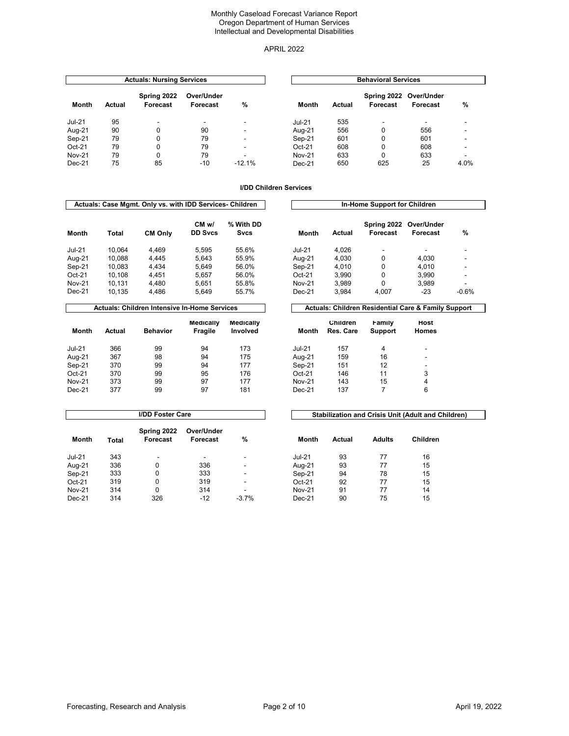Monthly Caseload Forecast Variance Report
Oregon Department of Human Services
Intellectual and Developmental Disabilities

APRIL 2022

### Actuals: Nursing Services

| Month | Actual | Spring 2022 Forecast | Over/Under Forecast | % |
|---|---|---|---|---|
| Jul-21 | 95 | - | - | - |
| Aug-21 | 90 | 0 | 90 | - |
| Sep-21 | 79 | 0 | 79 | - |
| Oct-21 | 79 | 0 | 79 | - |
| Nov-21 | 79 | 0 | 79 | - |
| Dec-21 | 75 | 85 | -10 | -12.1% |

### Behavioral Services

| Month | Actual | Spring 2022 Forecast | Over/Under Forecast | % |
|---|---|---|---|---|
| Jul-21 | 535 | - | - | - |
| Aug-21 | 556 | 0 | 556 | - |
| Sep-21 | 601 | 0 | 601 | - |
| Oct-21 | 608 | 0 | 608 | - |
| Nov-21 | 633 | 0 | 633 | - |
| Dec-21 | 650 | 625 | 25 | 4.0% |

## I/DD Children Services

### Actuals: Case Mgmt. Only vs. with IDD Services- Children

| Month | Total | CM Only | CM w/ DD Svcs | % With DD Svcs |
|---|---|---|---|---|
| Jul-21 | 10,064 | 4,469 | 5,595 | 55.6% |
| Aug-21 | 10,088 | 4,445 | 5,643 | 55.9% |
| Sep-21 | 10,083 | 4,434 | 5,649 | 56.0% |
| Oct-21 | 10,108 | 4,451 | 5,657 | 56.0% |
| Nov-21 | 10,131 | 4,480 | 5,651 | 55.8% |
| Dec-21 | 10,135 | 4,486 | 5,649 | 55.7% |

### In-Home Support for Children

| Month | Actual | Spring 2022 Forecast | Over/Under Forecast | % |
|---|---|---|---|---|
| Jul-21 | 4,026 | - | - | - |
| Aug-21 | 4,030 | 0 | 4,030 | - |
| Sep-21 | 4,010 | 0 | 4,010 | - |
| Oct-21 | 3,990 | 0 | 3,990 | - |
| Nov-21 | 3,989 | 0 | 3,989 | - |
| Dec-21 | 3,984 | 4,007 | -23 | -0.6% |

### Actuals: Children Intensive In-Home Services

| Month | Actual | Behavior | Medically Fragile | Medically Involved |
|---|---|---|---|---|
| Jul-21 | 366 | 99 | 94 | 173 |
| Aug-21 | 367 | 98 | 94 | 175 |
| Sep-21 | 370 | 99 | 94 | 177 |
| Oct-21 | 370 | 99 | 95 | 176 |
| Nov-21 | 373 | 99 | 97 | 177 |
| Dec-21 | 377 | 99 | 97 | 181 |

### Actuals: Children Residential Care & Family Support

| Month | Children Res. Care | Family Support | Host Homes |
|---|---|---|---|
| Jul-21 | 157 | 4 | - |
| Aug-21 | 159 | 16 | - |
| Sep-21 | 151 | 12 | - |
| Oct-21 | 146 | 11 | 3 |
| Nov-21 | 143 | 15 | 4 |
| Dec-21 | 137 | 7 | 6 |

### I/DD Foster Care

| Month | Total | Spring 2022 Forecast | Over/Under Forecast | % |
|---|---|---|---|---|
| Jul-21 | 343 | - | - | - |
| Aug-21 | 336 | 0 | 336 | - |
| Sep-21 | 333 | 0 | 333 | - |
| Oct-21 | 319 | 0 | 319 | - |
| Nov-21 | 314 | 0 | 314 | - |
| Dec-21 | 314 | 326 | -12 | -3.7% |

### Stabilization and Crisis Unit (Adult and Children)

| Month | Actual | Adults | Children |
|---|---|---|---|
| Jul-21 | 93 | 77 | 16 |
| Aug-21 | 93 | 77 | 15 |
| Sep-21 | 94 | 78 | 15 |
| Oct-21 | 92 | 77 | 15 |
| Nov-21 | 91 | 77 | 14 |
| Dec-21 | 90 | 75 | 15 |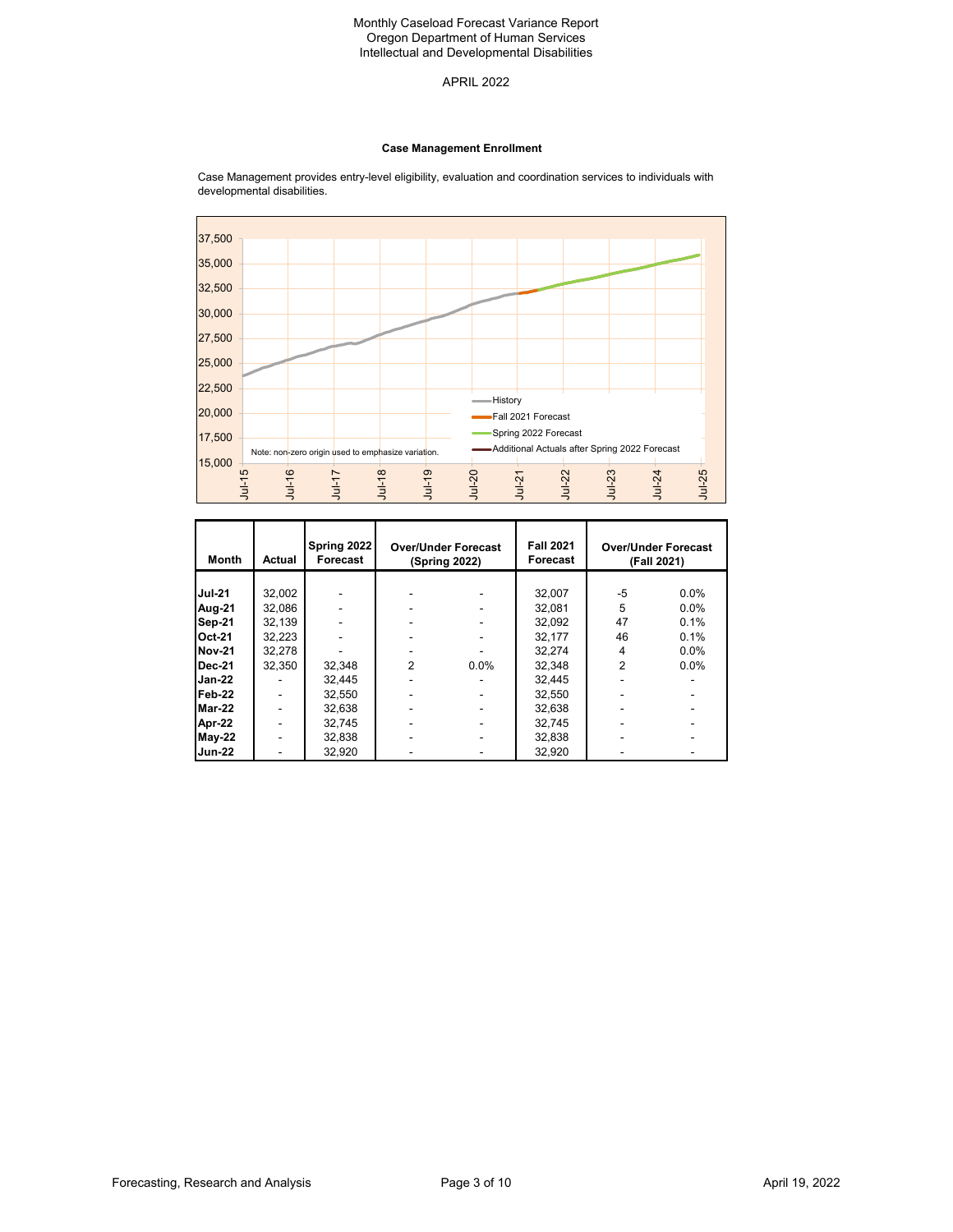Monthly Caseload Forecast Variance Report
Oregon Department of Human Services
Intellectual and Developmental Disabilities

APRIL 2022

### Case Management Enrollment

Case Management provides entry-level eligibility, evaluation and coordination services to individuals with developmental disabilities.

| Month | Actual | Spring 2022 Forecast | Over/Under Forecast (Spring 2022) | | Fall 2021 Forecast | Over/Under Forecast (Fall 2021) | |
|---|---|---|---|---|---|---|---|
| Jul-21 | 32,002 | - | - | - | 32,007 | -5 | 0.0% |
| Aug-21 | 32,086 | - | - | - | 32,081 | 5 | 0.0% |
| Sep-21 | 32,139 | - | - | - | 32,092 | 47 | 0.1% |
| Oct-21 | 32,223 | - | - | - | 32,177 | 46 | 0.1% |
| Nov-21 | 32,278 | - | - | - | 32,274 | 4 | 0.0% |
| Dec-21 | 32,350 | 32,348 | 2 | 0.0% | 32,348 | 2 | 0.0% |
| Jan-22 | - | 32,445 | - | - | 32,445 | - | - |
| Feb-22 | - | 32,550 | - | - | 32,550 | - | - |
| Mar-22 | - | 32,638 | - | - | 32,638 | - | - |
| Apr-22 | - | 32,745 | - | - | 32,745 | - | - |
| May-22 | - | 32,838 | - | - | 32,838 | - | - |
| Jun-22 | - | 32,920 | - | - | 32,920 | - | - |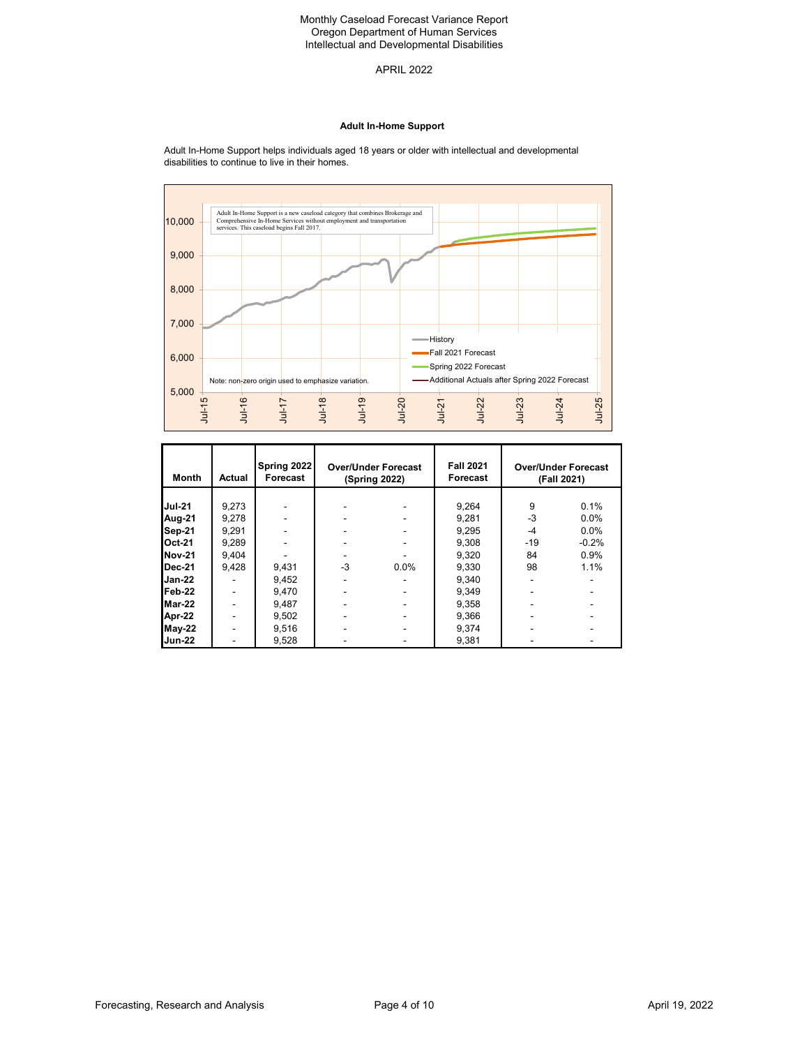Monthly Caseload Forecast Variance Report
Oregon Department of Human Services
Intellectual and Developmental Disabilities

APRIL 2022

### Adult In-Home Support

Adult In-Home Support helps individuals aged 18 years or older with intellectual and developmental disabilities to continue to live in their homes.

Adult In-Home Support is a new caseload category that combines Brokerage and Comprehensive In-Home Services without employment and transportation services. This caseload begins Fall 2017.

Note: non-zero origin used to emphasize variation.

| Month | Actual | Spring 2022 Forecast | Over/Under Forecast (Spring 2022) | | Fall 2021 Forecast | Over/Under Forecast (Fall 2021) | |
|---|---|---|---|---|---|---|---|
| Jul-21 | 9,273 | - | - | - | 9,264 | 9 | 0.1% |
| Aug-21 | 9,278 | - | - | - | 9,281 | -3 | 0.0% |
| Sep-21 | 9,291 | - | - | - | 9,295 | -4 | 0.0% |
| Oct-21 | 9,289 | - | - | - | 9,308 | -19 | -0.2% |
| Nov-21 | 9,404 | - | - | - | 9,320 | 84 | 0.9% |
| Dec-21 | 9,428 | 9,431 | -3 | 0.0% | 9,330 | 98 | 1.1% |
| Jan-22 | - | 9,452 | - | - | 9,340 | - | - |
| Feb-22 | - | 9,470 | - | - | 9,349 | - | - |
| Mar-22 | - | 9,487 | - | - | 9,358 | - | - |
| Apr-22 | - | 9,502 | - | - | 9,366 | - | - |
| May-22 | - | 9,516 | - | - | 9,374 | - | - |
| Jun-22 | - | 9,528 | - | - | 9,381 | - | - |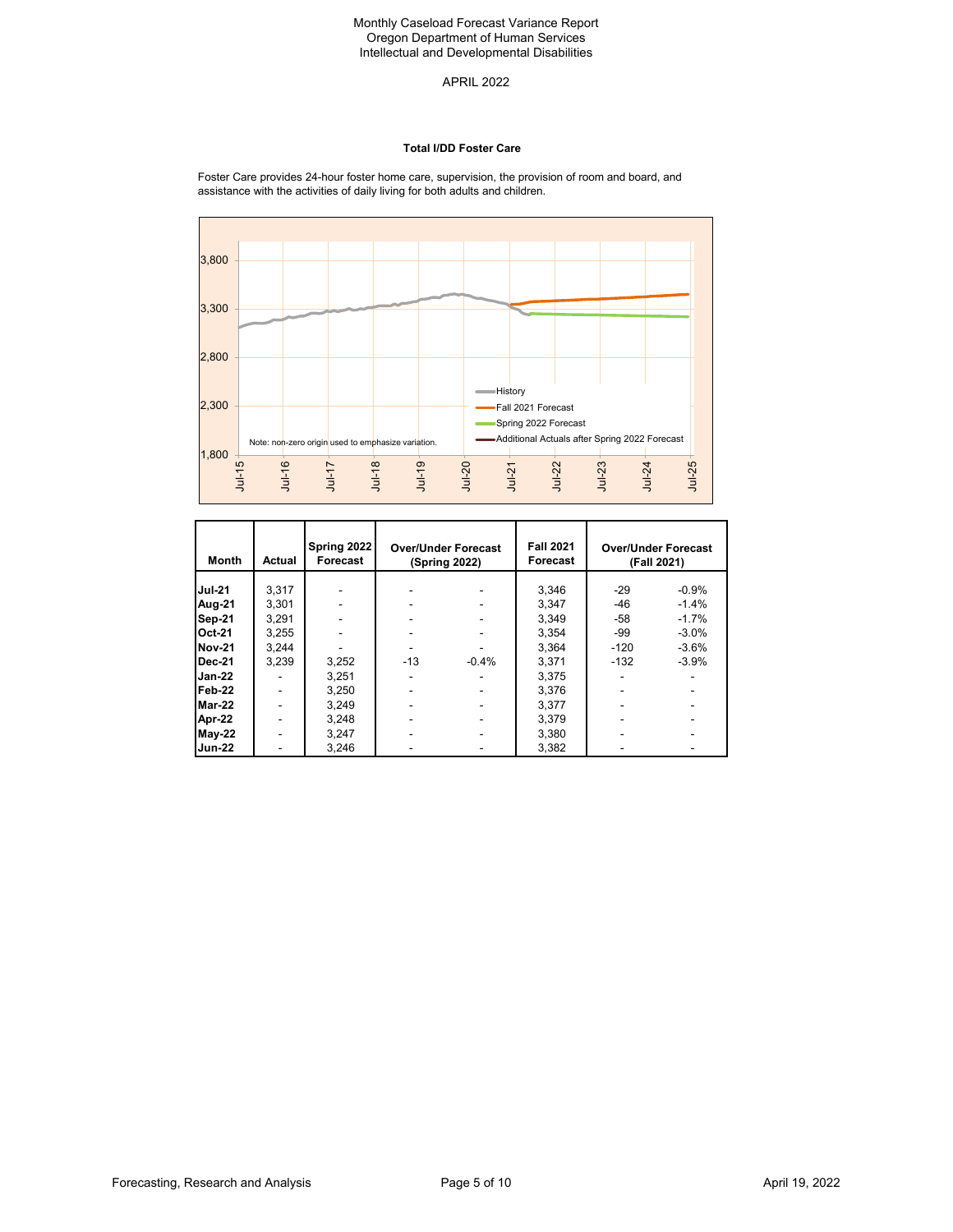Monthly Caseload Forecast Variance Report
Oregon Department of Human Services
Intellectual and Developmental Disabilities

APRIL 2022

### Total I/DD Foster Care

Foster Care provides 24-hour foster home care, supervision, the provision of room and board, and assistance with the activities of daily living for both adults and children.

| Month | Actual | Spring 2022 Forecast | Over/Under Forecast (Spring 2022) | | Fall 2021 Forecast | Over/Under Forecast (Fall 2021) | |
|---|---|---|---|---|---|---|---|
| **Jul-21** | 3,317 | - | - | - | 3,346 | -29 | -0.9% |
| **Aug-21** | 3,301 | - | - | - | 3,347 | -46 | -1.4% |
| **Sep-21** | 3,291 | - | - | - | 3,349 | -58 | -1.7% |
| **Oct-21** | 3,255 | - | - | - | 3,354 | -99 | -3.0% |
| **Nov-21** | 3,244 | - | - | - | 3,364 | -120 | -3.6% |
| **Dec-21** | 3,239 | 3,252 | -13 | -0.4% | 3,371 | -132 | -3.9% |
| **Jan-22** | - | 3,251 | - | - | 3,375 | - | - |
| **Feb-22** | - | 3,250 | - | - | 3,376 | - | - |
| **Mar-22** | - | 3,249 | - | - | 3,377 | - | - |
| **Apr-22** | - | 3,248 | - | - | 3,379 | - | - |
| **May-22** | - | 3,247 | - | - | 3,380 | - | - |
| **Jun-22** | - | 3,246 | - | - | 3,382 | - | - |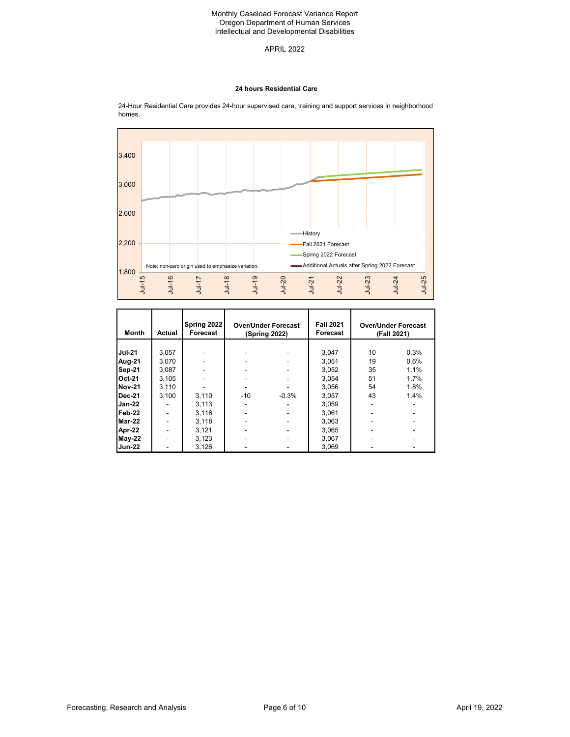Monthly Caseload Forecast Variance Report
Oregon Department of Human Services
Intellectual and Developmental Disabilities

APRIL 2022

### 24 hours Residential Care

24-Hour Residential Care provides 24-hour supervised care, training and support services in neighborhood homes.

| Month | Actual | Spring 2022 Forecast | Over/Under Forecast (Spring 2022) | | Fall 2021 Forecast | Over/Under Forecast (Fall 2021) | |
|---|---|---|---|---|---|---|---|
| Jul-21 | 3,057 | - | - | - | 3,047 | 10 | 0.3% |
| Aug-21 | 3,070 | - | - | - | 3,051 | 19 | 0.6% |
| Sep-21 | 3,087 | - | - | - | 3,052 | 35 | 1.1% |
| Oct-21 | 3,105 | - | - | - | 3,054 | 51 | 1.7% |
| Nov-21 | 3,110 | - | - | - | 3,056 | 54 | 1.8% |
| Dec-21 | 3,100 | 3,110 | -10 | -0.3% | 3,057 | 43 | 1.4% |
| Jan-22 | - | 3,113 | - | - | 3,059 | - | - |
| Feb-22 | - | 3,116 | - | - | 3,061 | - | - |
| Mar-22 | - | 3,118 | - | - | 3,063 | - | - |
| Apr-22 | - | 3,121 | - | - | 3,065 | - | - |
| May-22 | - | 3,123 | - | - | 3,067 | - | - |
| Jun-22 | - | 3,126 | - | - | 3,069 | - | - |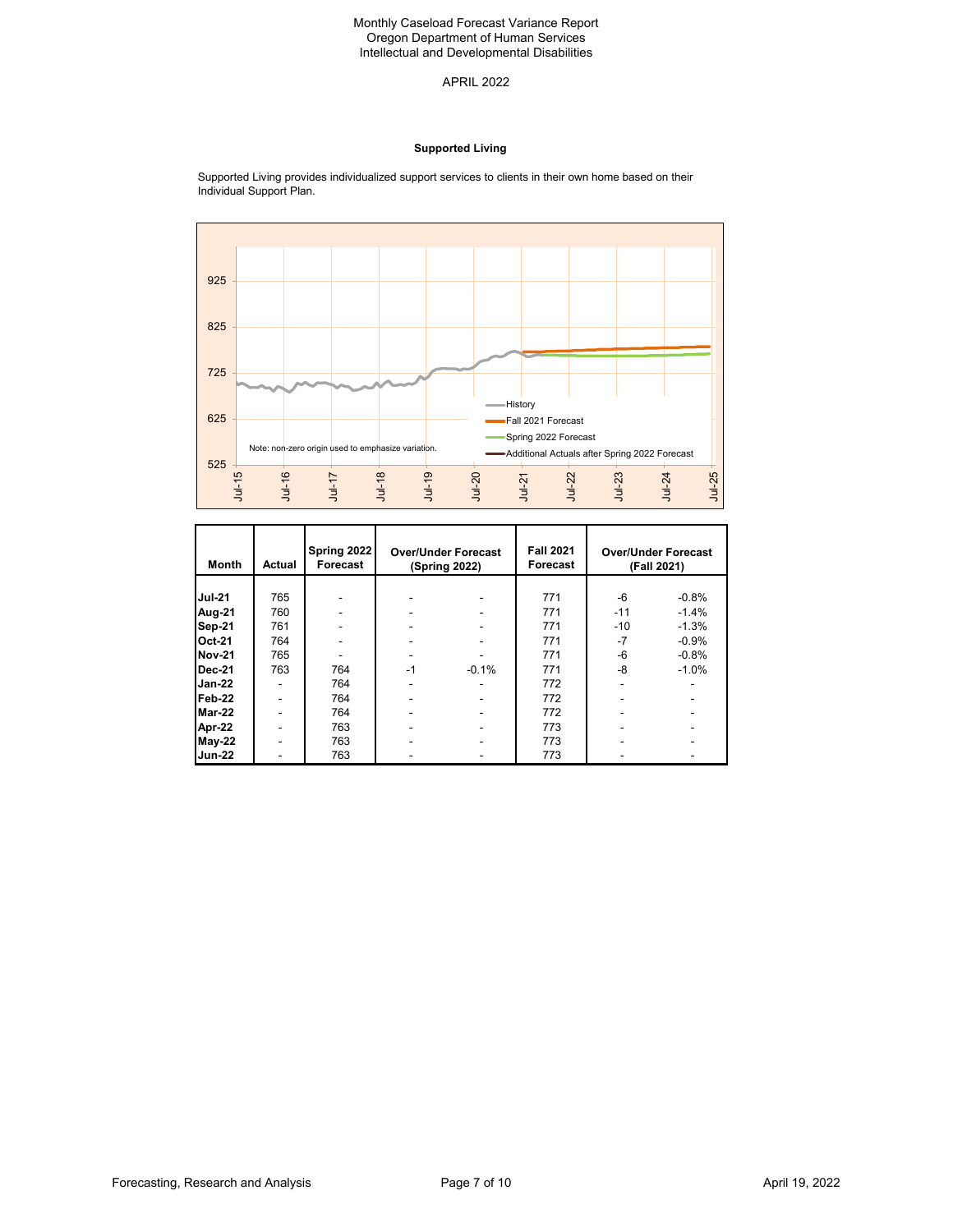Monthly Caseload Forecast Variance Report
Oregon Department of Human Services
Intellectual and Developmental Disabilities

APRIL 2022

### Supported Living

Supported Living provides individualized support services to clients in their own home based on their Individual Support Plan.

Note: non-zero origin used to emphasize variation.

| Month | Actual | Spring 2022 Forecast | Over/Under Forecast (Spring 2022) | | Fall 2021 Forecast | Over/Under Forecast (Fall 2021) | |
|---|---|---|---|---|---|---|---|
| **Jul-21** | 765 | - | - | - | 771 | -6 | -0.8% |
| **Aug-21** | 760 | - | - | - | 771 | -11 | -1.4% |
| **Sep-21** | 761 | - | - | - | 771 | -10 | -1.3% |
| **Oct-21** | 764 | - | - | - | 771 | -7 | -0.9% |
| **Nov-21** | 765 | - | - | - | 771 | -6 | -0.8% |
| **Dec-21** | 763 | 764 | -1 | -0.1% | 771 | -8 | -1.0% |
| **Jan-22** | - | 764 | - | - | 772 | - | - |
| **Feb-22** | - | 764 | - | - | 772 | - | - |
| **Mar-22** | - | 764 | - | - | 772 | - | - |
| **Apr-22** | - | 763 | - | - | 773 | - | - |
| **May-22** | - | 763 | - | - | 773 | - | - |
| **Jun-22** | - | 763 | - | - | 773 | - | - |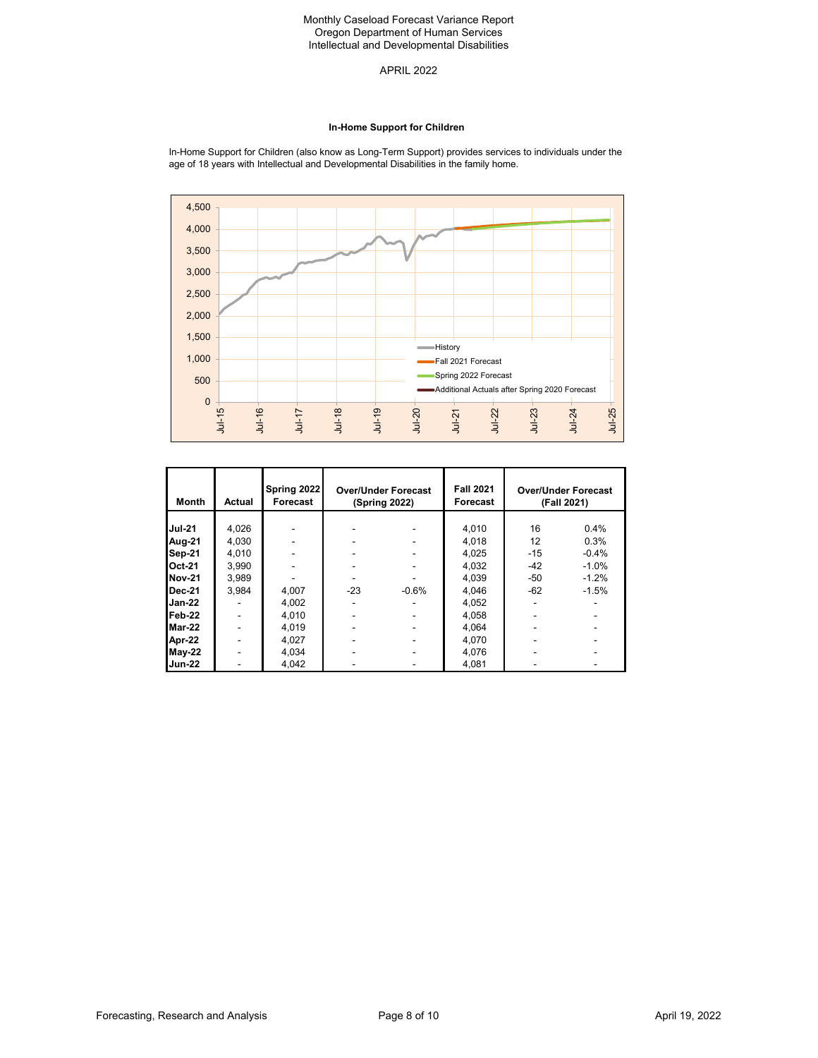Monthly Caseload Forecast Variance Report
Oregon Department of Human Services
Intellectual and Developmental Disabilities

APRIL 2022

### In-Home Support for Children

In-Home Support for Children (also know as Long-Term Support) provides services to individuals under the age of 18 years with Intellectual and Developmental Disabilities in the family home.

| Month | Actual | Spring 2022 Forecast | Over/Under Forecast (Spring 2022) | | Fall 2021 Forecast | Over/Under Forecast (Fall 2021) | |
|---|---|---|---|---|---|---|---|
| Jul-21 | 4,026 | - | - | - | 4,010 | 16 | 0.4% |
| Aug-21 | 4,030 | - | - | - | 4,018 | 12 | 0.3% |
| Sep-21 | 4,010 | - | - | - | 4,025 | -15 | -0.4% |
| Oct-21 | 3,990 | - | - | - | 4,032 | -42 | -1.0% |
| Nov-21 | 3,989 | - | - | - | 4,039 | -50 | -1.2% |
| Dec-21 | 3,984 | 4,007 | -23 | -0.6% | 4,046 | -62 | -1.5% |
| Jan-22 | - | 4,002 | - | - | 4,052 | - | - |
| Feb-22 | - | 4,010 | - | - | 4,058 | - | - |
| Mar-22 | - | 4,019 | - | - | 4,064 | - | - |
| Apr-22 | - | 4,027 | - | - | 4,070 | - | - |
| May-22 | - | 4,034 | - | - | 4,076 | - | - |
| Jun-22 | - | 4,042 | - | - | 4,081 | - | - |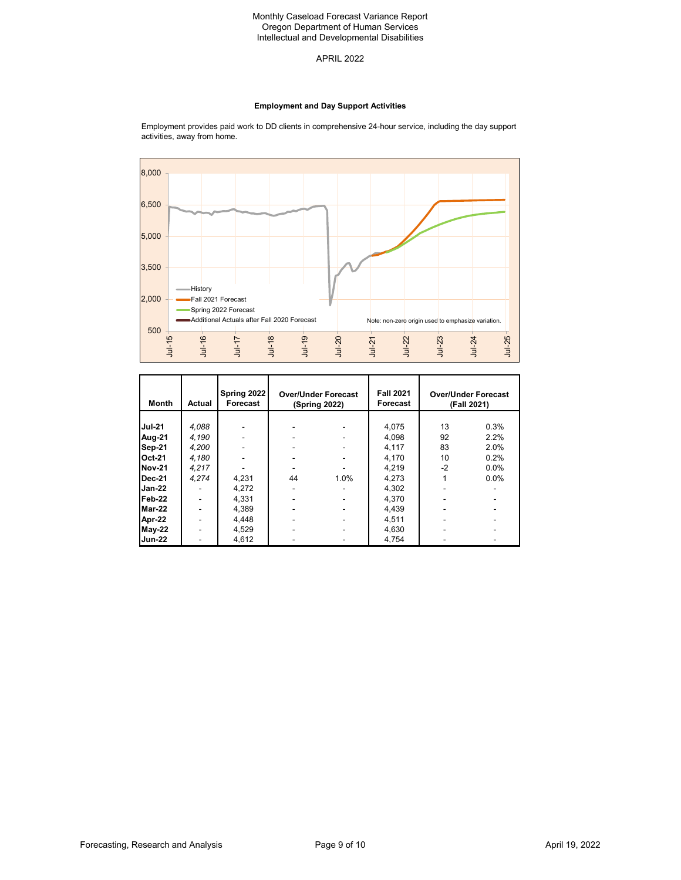Monthly Caseload Forecast Variance Report
Oregon Department of Human Services
Intellectual and Developmental Disabilities

APRIL 2022

### Employment and Day Support Activities

Employment provides paid work to DD clients in comprehensive 24-hour service, including the day support activities, away from home.

Note: non-zero origin used to emphasize variation.

| Month | Actual | Spring 2022 Forecast | Over/Under Forecast (Spring 2022) | | Fall 2021 Forecast | Over/Under Forecast (Fall 2021) | |
|---|---|---|---|---|---|---|---|
| Jul-21 | *4,088* | - | - | - | 4,075 | 13 | 0.3% |
| Aug-21 | *4,190* | - | - | - | 4,098 | 92 | 2.2% |
| Sep-21 | *4,200* | - | - | - | 4,117 | 83 | 2.0% |
| Oct-21 | *4,180* | - | - | - | 4,170 | 10 | 0.2% |
| Nov-21 | *4,217* | - | - | - | 4,219 | -2 | 0.0% |
| Dec-21 | *4,274* | 4,231 | 44 | 1.0% | 4,273 | 1 | 0.0% |
| Jan-22 | - | 4,272 | - | - | 4,302 | - | - |
| Feb-22 | - | 4,331 | - | - | 4,370 | - | - |
| Mar-22 | - | 4,389 | - | - | 4,439 | - | - |
| Apr-22 | - | 4,448 | - | - | 4,511 | - | - |
| May-22 | - | 4,529 | - | - | 4,630 | - | - |
| Jun-22 | - | 4,612 | - | - | 4,754 | - | - |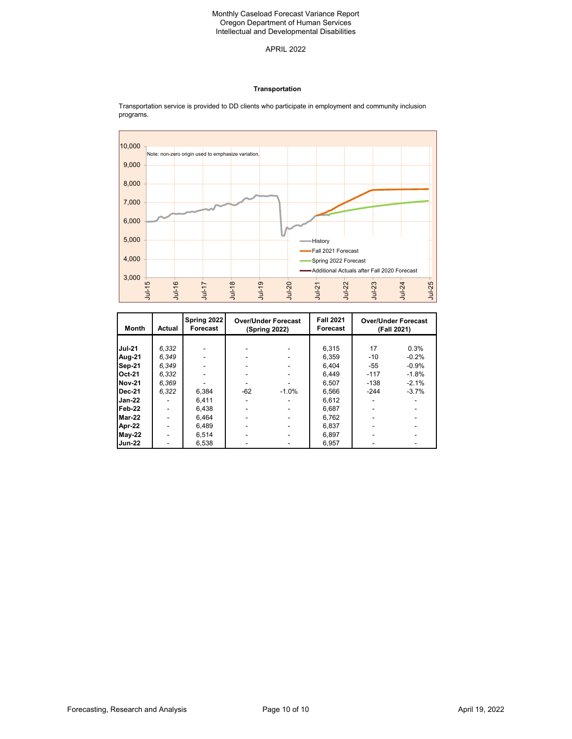Monthly Caseload Forecast Variance Report
Oregon Department of Human Services
Intellectual and Developmental Disabilities

APRIL 2022

### Transportation

Transportation service is provided to DD clients who participate in employment and community inclusion programs.

10,000
9,000
8,000
7,000
6,000
5,000
4,000
3,000

Note: non-zero origin used to emphasize variation.

Jul-15
Jul-16
Jul-17
Jul-18
Jul-19
Jul-20
Jul-21
Jul-22
Jul-23
Jul-24
Jul-25

History
Fall 2021 Forecast
Spring 2022 Forecast
Additional Actuals after Fall 2020 Forecast

| Month | Actual | Spring 2022 Forecast | Over/Under Forecast (Spring 2022) | | Fall 2021 Forecast | Over/Under Forecast (Fall 2021) | |
|---|---|---|---|---|---|---|---|
| **Jul-21** | *6,332* | - | - | - | 6,315 | 17 | 0.3% |
| **Aug-21** | *6,349* | - | - | - | 6,359 | -10 | -0.2% |
| **Sep-21** | *6,349* | - | - | - | 6,404 | -55 | -0.9% |
| **Oct-21** | *6,332* | - | - | - | 6,449 | -117 | -1.8% |
| **Nov-21** | *6,369* | - | - | - | 6,507 | -138 | -2.1% |
| **Dec-21** | *6,322* | 6,384 | -62 | -1.0% | 6,566 | -244 | -3.7% |
| **Jan-22** | - | 6,411 | - | - | 6,612 | - | - |
| **Feb-22** | - | 6,438 | - | - | 6,687 | - | - |
| **Mar-22** | - | 6,464 | - | - | 6,762 | - | - |
| **Apr-22** | - | 6,489 | - | - | 6,837 | - | - |
| **May-22** | - | 6,514 | - | - | 6,897 | - | - |
| **Jun-22** | - | 6,538 | - | - | 6,957 | - | - |